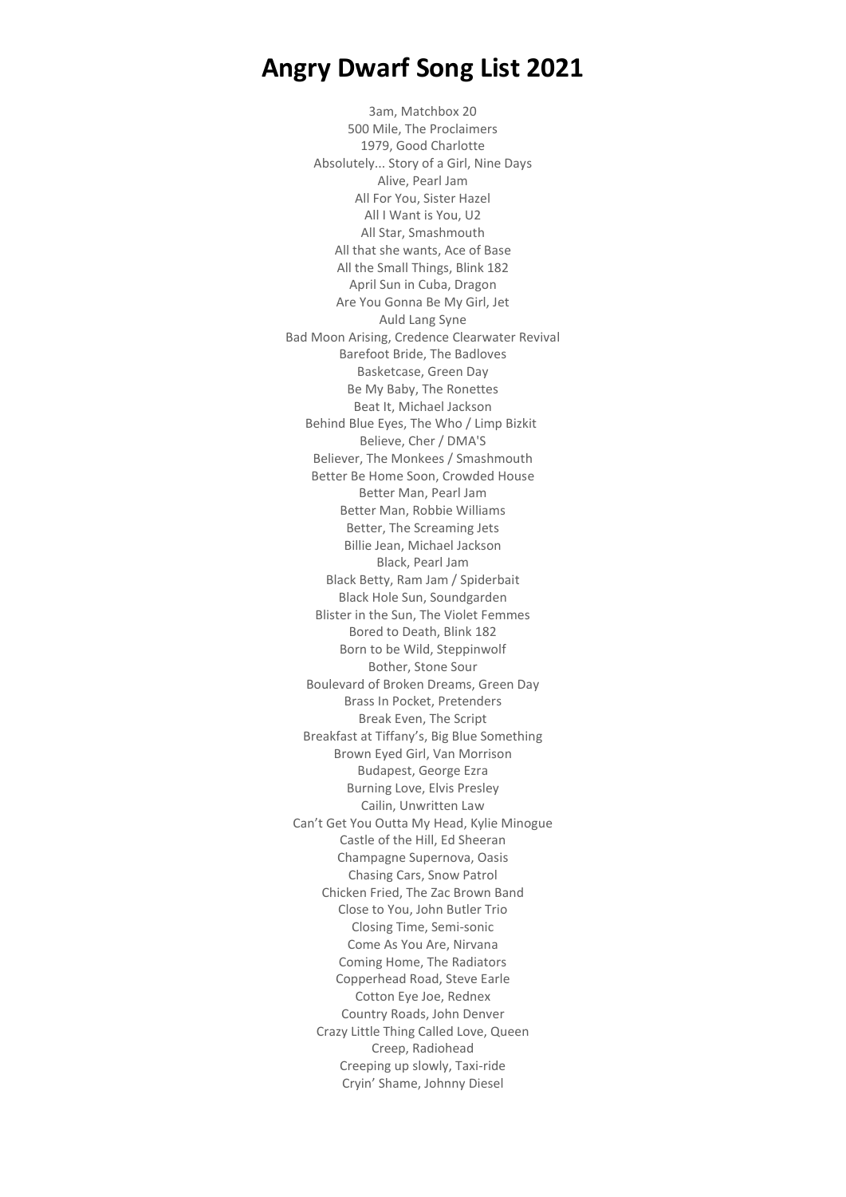# Angry Dwarf Song List 2021

3am, Matchbox 20
500 Mile, The Proclaimers
1979, Good Charlotte
Absolutely... Story of a Girl, Nine Days
Alive, Pearl Jam
All For You, Sister Hazel
All I Want is You, U2
All Star, Smashmouth
All that she wants, Ace of Base
All the Small Things, Blink 182
April Sun in Cuba, Dragon
Are You Gonna Be My Girl, Jet
Auld Lang Syne
Bad Moon Arising, Credence Clearwater Revival
Barefoot Bride, The Badloves
Basketcase, Green Day
Be My Baby, The Ronettes
Beat It, Michael Jackson
Behind Blue Eyes, The Who / Limp Bizkit
Believe, Cher / DMA'S
Believer, The Monkees / Smashmouth
Better Be Home Soon, Crowded House
Better Man, Pearl Jam
Better Man, Robbie Williams
Better, The Screaming Jets
Billie Jean, Michael Jackson
Black, Pearl Jam
Black Betty, Ram Jam / Spiderbait
Black Hole Sun, Soundgarden
Blister in the Sun, The Violet Femmes
Bored to Death, Blink 182
Born to be Wild, Steppinwolf
Bother, Stone Sour
Boulevard of Broken Dreams, Green Day
Brass In Pocket, Pretenders
Break Even, The Script
Breakfast at Tiffany's, Big Blue Something
Brown Eyed Girl, Van Morrison
Budapest, George Ezra
Burning Love, Elvis Presley
Cailin, Unwritten Law
Can't Get You Outta My Head, Kylie Minogue
Castle of the Hill, Ed Sheeran
Champagne Supernova, Oasis
Chasing Cars, Snow Patrol
Chicken Fried, The Zac Brown Band
Close to You, John Butler Trio
Closing Time, Semi-sonic
Come As You Are, Nirvana
Coming Home, The Radiators
Copperhead Road, Steve Earle
Cotton Eye Joe, Rednex
Country Roads, John Denver
Crazy Little Thing Called Love, Queen
Creep, Radiohead
Creeping up slowly, Taxi-ride
Cryin' Shame, Johnny Diesel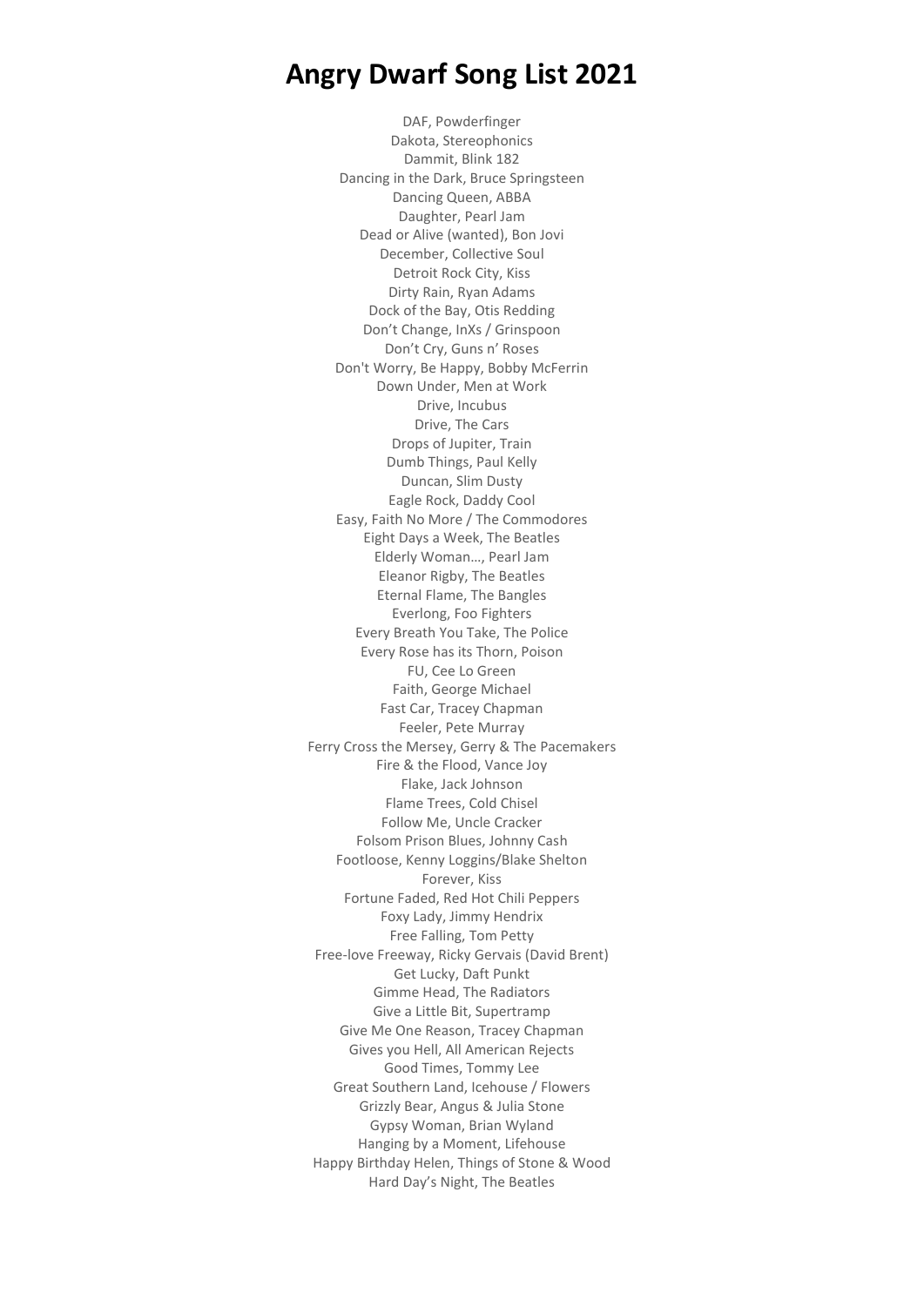# Angry Dwarf Song List 2021

DAF, Powderfinger
Dakota, Stereophonics
Dammit, Blink 182
Dancing in the Dark, Bruce Springsteen
Dancing Queen, ABBA
Daughter, Pearl Jam
Dead or Alive (wanted), Bon Jovi
December, Collective Soul
Detroit Rock City, Kiss
Dirty Rain, Ryan Adams
Dock of the Bay, Otis Redding
Don’t Change, InXs / Grinspoon
Don’t Cry, Guns n’ Roses
Don't Worry, Be Happy, Bobby McFerrin
Down Under, Men at Work
Drive, Incubus
Drive, The Cars
Drops of Jupiter, Train
Dumb Things, Paul Kelly
Duncan, Slim Dusty
Eagle Rock, Daddy Cool
Easy, Faith No More / The Commodores
Eight Days a Week, The Beatles
Elderly Woman…, Pearl Jam
Eleanor Rigby, The Beatles
Eternal Flame, The Bangles
Everlong, Foo Fighters
Every Breath You Take, The Police
Every Rose has its Thorn, Poison
FU, Cee Lo Green
Faith, George Michael
Fast Car, Tracey Chapman
Feeler, Pete Murray
Ferry Cross the Mersey, Gerry & The Pacemakers
Fire & the Flood, Vance Joy
Flake, Jack Johnson
Flame Trees, Cold Chisel
Follow Me, Uncle Cracker
Folsom Prison Blues, Johnny Cash
Footloose, Kenny Loggins/Blake Shelton
Forever, Kiss
Fortune Faded, Red Hot Chili Peppers
Foxy Lady, Jimmy Hendrix
Free Falling, Tom Petty
Free-love Freeway, Ricky Gervais (David Brent)
Get Lucky, Daft Punkt
Gimme Head, The Radiators
Give a Little Bit, Supertramp
Give Me One Reason, Tracey Chapman
Gives you Hell, All American Rejects
Good Times, Tommy Lee
Great Southern Land, Icehouse / Flowers
Grizzly Bear, Angus & Julia Stone
Gypsy Woman, Brian Wyland
Hanging by a Moment, Lifehouse
Happy Birthday Helen, Things of Stone & Wood
Hard Day’s Night, The Beatles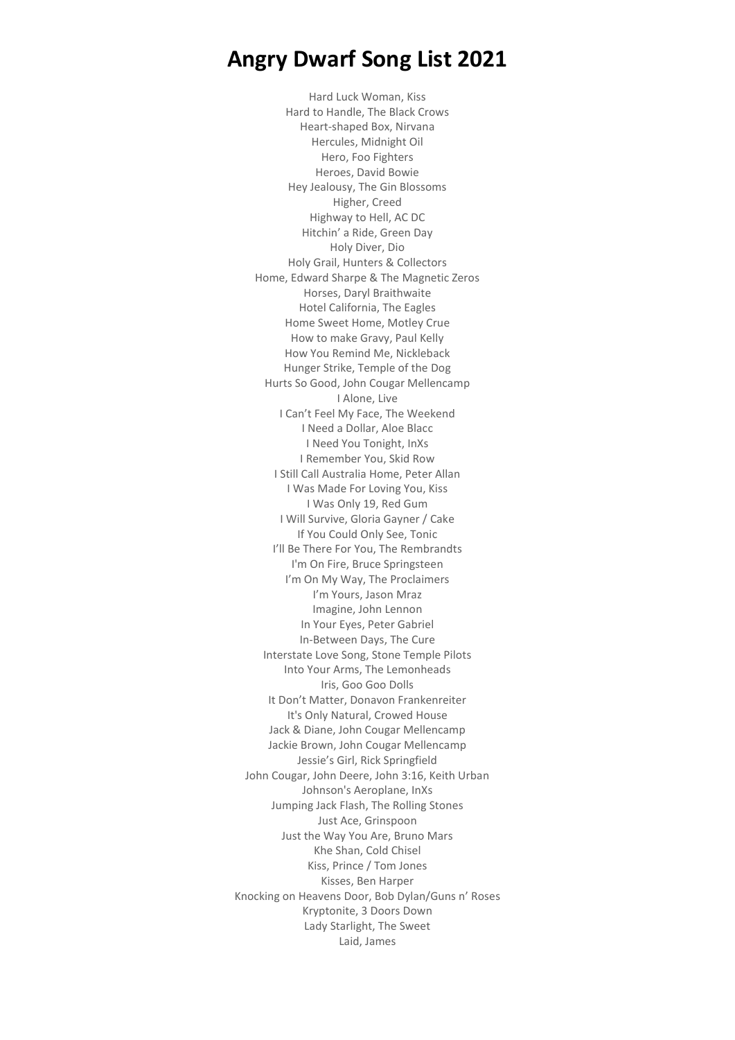# Angry Dwarf Song List 2021

Hard Luck Woman, Kiss
Hard to Handle, The Black Crows
Heart-shaped Box, Nirvana
Hercules, Midnight Oil
Hero, Foo Fighters
Heroes, David Bowie
Hey Jealousy, The Gin Blossoms
Higher, Creed
Highway to Hell, AC DC
Hitchin' a Ride, Green Day
Holy Diver, Dio
Holy Grail, Hunters & Collectors
Home, Edward Sharpe & The Magnetic Zeros
Horses, Daryl Braithwaite
Hotel California, The Eagles
Home Sweet Home, Motley Crue
How to make Gravy, Paul Kelly
How You Remind Me, Nickleback
Hunger Strike, Temple of the Dog
Hurts So Good, John Cougar Mellencamp
I Alone, Live
I Can't Feel My Face, The Weekend
I Need a Dollar, Aloe Blacc
I Need You Tonight, InXs
I Remember You, Skid Row
I Still Call Australia Home, Peter Allan
I Was Made For Loving You, Kiss
I Was Only 19, Red Gum
I Will Survive, Gloria Gayner / Cake
If You Could Only See, Tonic
I'll Be There For You, The Rembrandts
I'm On Fire, Bruce Springsteen
I'm On My Way, The Proclaimers
I'm Yours, Jason Mraz
Imagine, John Lennon
In Your Eyes, Peter Gabriel
In-Between Days, The Cure
Interstate Love Song, Stone Temple Pilots
Into Your Arms, The Lemonheads
Iris, Goo Goo Dolls
It Don't Matter, Donavon Frankenreiter
It's Only Natural, Crowed House
Jack & Diane, John Cougar Mellencamp
Jackie Brown, John Cougar Mellencamp
Jessie's Girl, Rick Springfield
John Cougar, John Deere, John 3:16, Keith Urban
Johnson's Aeroplane, InXs
Jumping Jack Flash, The Rolling Stones
Just Ace, Grinspoon
Just the Way You Are, Bruno Mars
Khe Shan, Cold Chisel
Kiss, Prince / Tom Jones
Kisses, Ben Harper
Knocking on Heavens Door, Bob Dylan/Guns n' Roses
Kryptonite, 3 Doors Down
Lady Starlight, The Sweet
Laid, James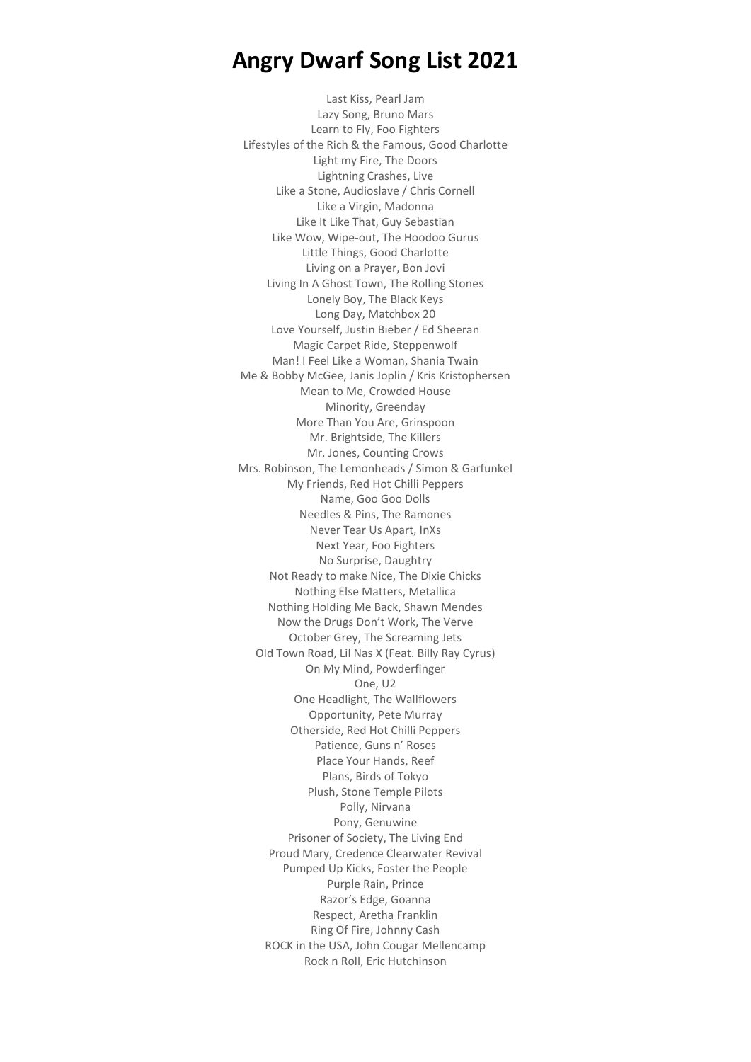# Angry Dwarf Song List 2021

Last Kiss, Pearl Jam
Lazy Song, Bruno Mars
Learn to Fly, Foo Fighters
Lifestyles of the Rich & the Famous, Good Charlotte
Light my Fire, The Doors
Lightning Crashes, Live
Like a Stone, Audioslave / Chris Cornell
Like a Virgin, Madonna
Like It Like That, Guy Sebastian
Like Wow, Wipe-out, The Hoodoo Gurus
Little Things, Good Charlotte
Living on a Prayer, Bon Jovi
Living In A Ghost Town, The Rolling Stones
Lonely Boy, The Black Keys
Long Day, Matchbox 20
Love Yourself, Justin Bieber / Ed Sheeran
Magic Carpet Ride, Steppenwolf
Man! I Feel Like a Woman, Shania Twain
Me & Bobby McGee, Janis Joplin / Kris Kristophersen
Mean to Me, Crowded House
Minority, Greenday
More Than You Are, Grinspoon
Mr. Brightside, The Killers
Mr. Jones, Counting Crows
Mrs. Robinson, The Lemonheads / Simon & Garfunkel
My Friends, Red Hot Chilli Peppers
Name, Goo Goo Dolls
Needles & Pins, The Ramones
Never Tear Us Apart, InXs
Next Year, Foo Fighters
No Surprise, Daughtry
Not Ready to make Nice, The Dixie Chicks
Nothing Else Matters, Metallica
Nothing Holding Me Back, Shawn Mendes
Now the Drugs Don't Work, The Verve
October Grey, The Screaming Jets
Old Town Road, Lil Nas X (Feat. Billy Ray Cyrus)
On My Mind, Powderfinger
One, U2
One Headlight, The Wallflowers
Opportunity, Pete Murray
Otherside, Red Hot Chilli Peppers
Patience, Guns n' Roses
Place Your Hands, Reef
Plans, Birds of Tokyo
Plush, Stone Temple Pilots
Polly, Nirvana
Pony, Genuwine
Prisoner of Society, The Living End
Proud Mary, Credence Clearwater Revival
Pumped Up Kicks, Foster the People
Purple Rain, Prince
Razor's Edge, Goanna
Respect, Aretha Franklin
Ring Of Fire, Johnny Cash
ROCK in the USA, John Cougar Mellencamp
Rock n Roll, Eric Hutchinson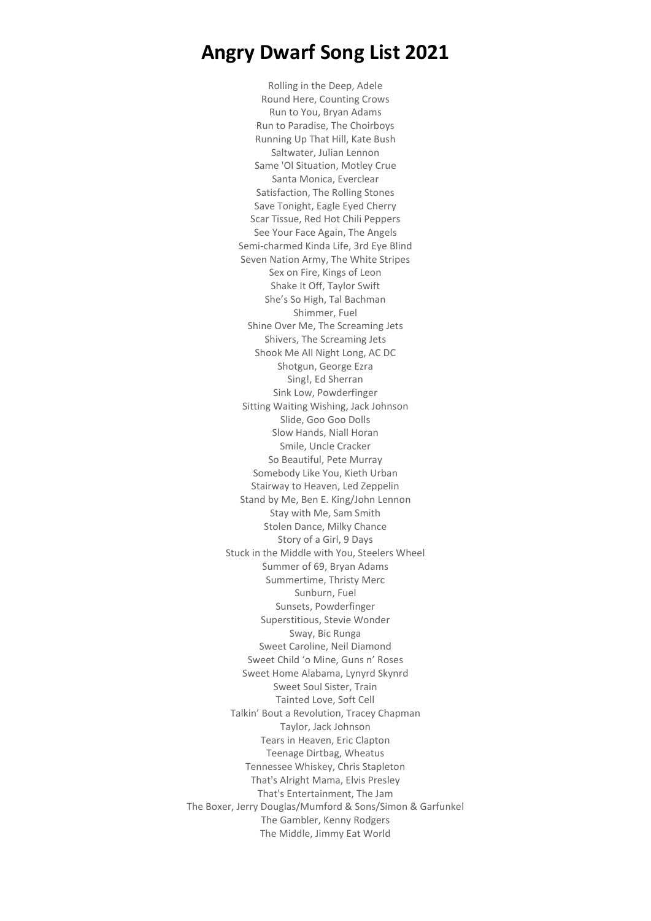# Angry Dwarf Song List 2021

Rolling in the Deep, Adele
Round Here, Counting Crows
Run to You, Bryan Adams
Run to Paradise, The Choirboys
Running Up That Hill, Kate Bush
Saltwater, Julian Lennon
Same 'Ol Situation, Motley Crue
Santa Monica, Everclear
Satisfaction, The Rolling Stones
Save Tonight, Eagle Eyed Cherry
Scar Tissue, Red Hot Chili Peppers
See Your Face Again, The Angels
Semi-charmed Kinda Life, 3rd Eye Blind
Seven Nation Army, The White Stripes
Sex on Fire, Kings of Leon
Shake It Off, Taylor Swift
She's So High, Tal Bachman
Shimmer, Fuel
Shine Over Me, The Screaming Jets
Shivers, The Screaming Jets
Shook Me All Night Long, AC DC
Shotgun, George Ezra
Sing!, Ed Sherran
Sink Low, Powderfinger
Sitting Waiting Wishing, Jack Johnson
Slide, Goo Goo Dolls
Slow Hands, Niall Horan
Smile, Uncle Cracker
So Beautiful, Pete Murray
Somebody Like You, Kieth Urban
Stairway to Heaven, Led Zeppelin
Stand by Me, Ben E. King/John Lennon
Stay with Me, Sam Smith
Stolen Dance, Milky Chance
Story of a Girl, 9 Days
Stuck in the Middle with You, Steelers Wheel
Summer of 69, Bryan Adams
Summertime, Thristy Merc
Sunburn, Fuel
Sunsets, Powderfinger
Superstitious, Stevie Wonder
Sway, Bic Runga
Sweet Caroline, Neil Diamond
Sweet Child 'o Mine, Guns n' Roses
Sweet Home Alabama, Lynyrd Skynrd
Sweet Soul Sister, Train
Tainted Love, Soft Cell
Talkin' Bout a Revolution, Tracey Chapman
Taylor, Jack Johnson
Tears in Heaven, Eric Clapton
Teenage Dirtbag, Wheatus
Tennessee Whiskey, Chris Stapleton
That's Alright Mama, Elvis Presley
That's Entertainment, The Jam
The Boxer, Jerry Douglas/Mumford & Sons/Simon & Garfunkel
The Gambler, Kenny Rodgers
The Middle, Jimmy Eat World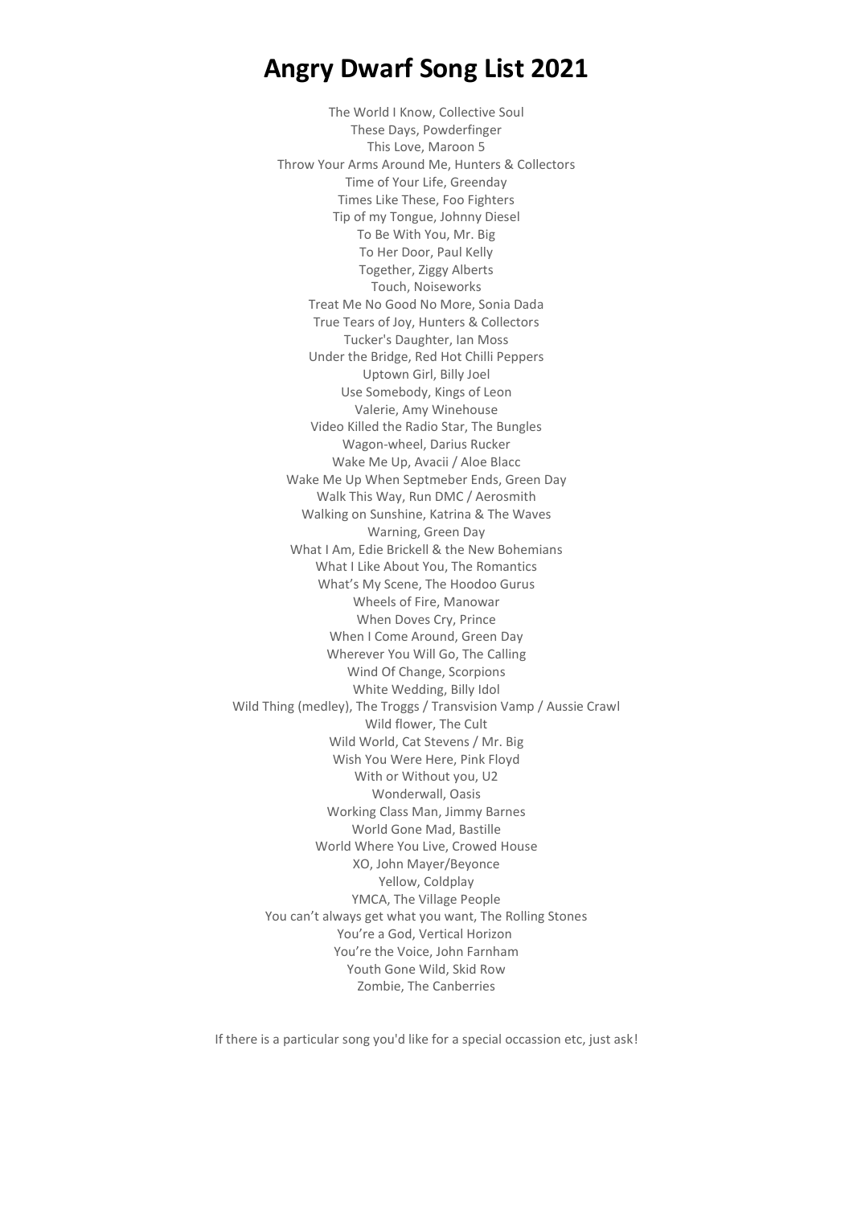# Angry Dwarf Song List 2021

The World I Know, Collective Soul
These Days, Powderfinger
This Love, Maroon 5
Throw Your Arms Around Me, Hunters & Collectors
Time of Your Life, Greenday
Times Like These, Foo Fighters
Tip of my Tongue, Johnny Diesel
To Be With You, Mr. Big
To Her Door, Paul Kelly
Together, Ziggy Alberts
Touch, Noiseworks
Treat Me No Good No More, Sonia Dada
True Tears of Joy, Hunters & Collectors
Tucker's Daughter, Ian Moss
Under the Bridge, Red Hot Chilli Peppers
Uptown Girl, Billy Joel
Use Somebody, Kings of Leon
Valerie, Amy Winehouse
Video Killed the Radio Star, The Bungles
Wagon-wheel, Darius Rucker
Wake Me Up, Avacii / Aloe Blacc
Wake Me Up When Septmeber Ends, Green Day
Walk This Way, Run DMC / Aerosmith
Walking on Sunshine, Katrina & The Waves
Warning, Green Day
What I Am, Edie Brickell & the New Bohemians
What I Like About You, The Romantics
What's My Scene, The Hoodoo Gurus
Wheels of Fire, Manowar
When Doves Cry, Prince
When I Come Around, Green Day
Wherever You Will Go, The Calling
Wind Of Change, Scorpions
White Wedding, Billy Idol
Wild Thing (medley), The Troggs / Transvision Vamp / Aussie Crawl
Wild flower, The Cult
Wild World, Cat Stevens / Mr. Big
Wish You Were Here, Pink Floyd
With or Without you, U2
Wonderwall, Oasis
Working Class Man, Jimmy Barnes
World Gone Mad, Bastille
World Where You Live, Crowed House
XO, John Mayer/Beyonce
Yellow, Coldplay
YMCA, The Village People
You can't always get what you want, The Rolling Stones
You're a God, Vertical Horizon
You're the Voice, John Farnham
Youth Gone Wild, Skid Row
Zombie, The Canberries

If there is a particular song you'd like for a special occassion etc, just ask!